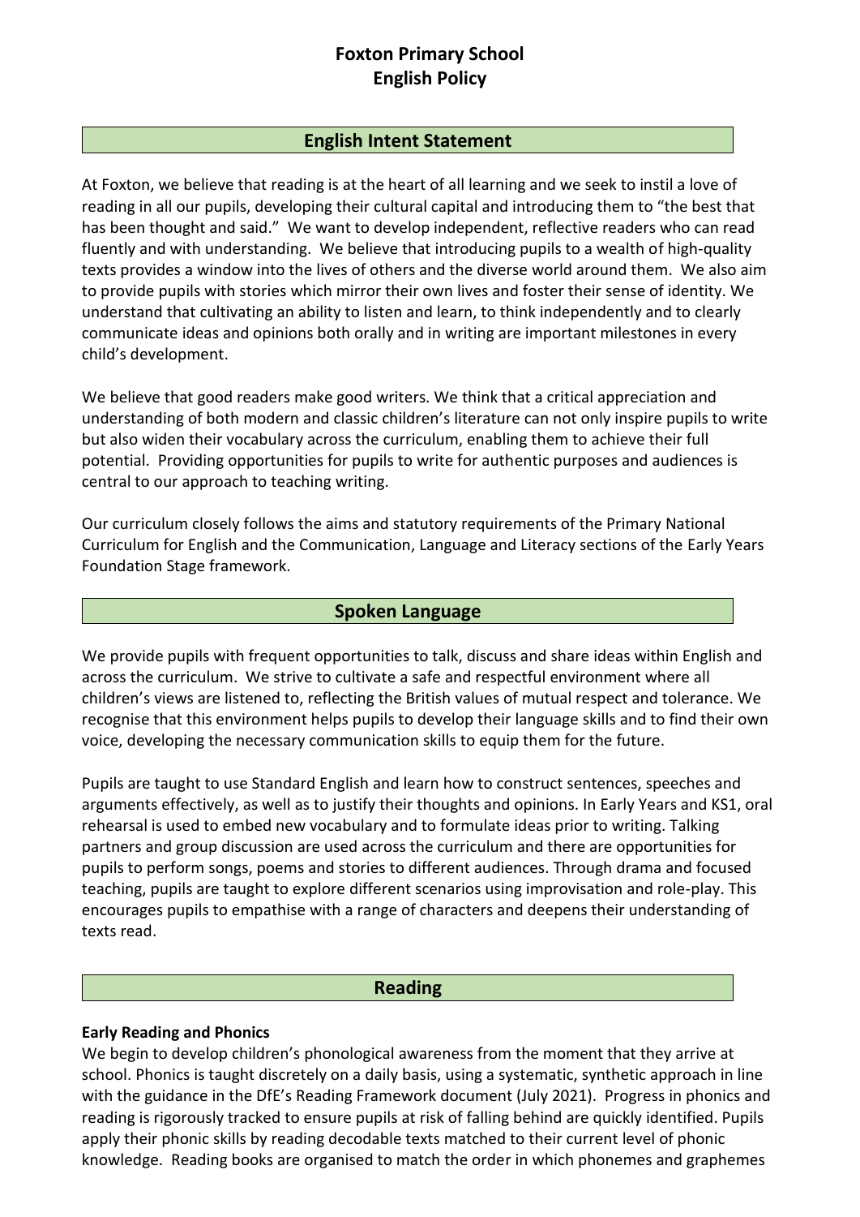# Foxton Primary School
# English Policy

## English Intent Statement

At Foxton, we believe that reading is at the heart of all learning and we seek to instil a love of reading in all our pupils, developing their cultural capital and introducing them to "the best that has been thought and said." We want to develop independent, reflective readers who can read fluently and with understanding. We believe that introducing pupils to a wealth of high-quality texts provides a window into the lives of others and the diverse world around them. We also aim to provide pupils with stories which mirror their own lives and foster their sense of identity. We understand that cultivating an ability to listen and learn, to think independently and to clearly communicate ideas and opinions both orally and in writing are important milestones in every child's development.

We believe that good readers make good writers. We think that a critical appreciation and understanding of both modern and classic children's literature can not only inspire pupils to write but also widen their vocabulary across the curriculum, enabling them to achieve their full potential. Providing opportunities for pupils to write for authentic purposes and audiences is central to our approach to teaching writing.

Our curriculum closely follows the aims and statutory requirements of the Primary National Curriculum for English and the Communication, Language and Literacy sections of the Early Years Foundation Stage framework.

## Spoken Language

We provide pupils with frequent opportunities to talk, discuss and share ideas within English and across the curriculum. We strive to cultivate a safe and respectful environment where all children's views are listened to, reflecting the British values of mutual respect and tolerance. We recognise that this environment helps pupils to develop their language skills and to find their own voice, developing the necessary communication skills to equip them for the future.

Pupils are taught to use Standard English and learn how to construct sentences, speeches and arguments effectively, as well as to justify their thoughts and opinions. In Early Years and KS1, oral rehearsal is used to embed new vocabulary and to formulate ideas prior to writing. Talking partners and group discussion are used across the curriculum and there are opportunities for pupils to perform songs, poems and stories to different audiences. Through drama and focused teaching, pupils are taught to explore different scenarios using improvisation and role-play. This encourages pupils to empathise with a range of characters and deepens their understanding of texts read.

## Reading

### Early Reading and Phonics

We begin to develop children's phonological awareness from the moment that they arrive at school. Phonics is taught discretely on a daily basis, using a systematic, synthetic approach in line with the guidance in the DfE's Reading Framework document (July 2021). Progress in phonics and reading is rigorously tracked to ensure pupils at risk of falling behind are quickly identified. Pupils apply their phonic skills by reading decodable texts matched to their current level of phonic knowledge. Reading books are organised to match the order in which phonemes and graphemes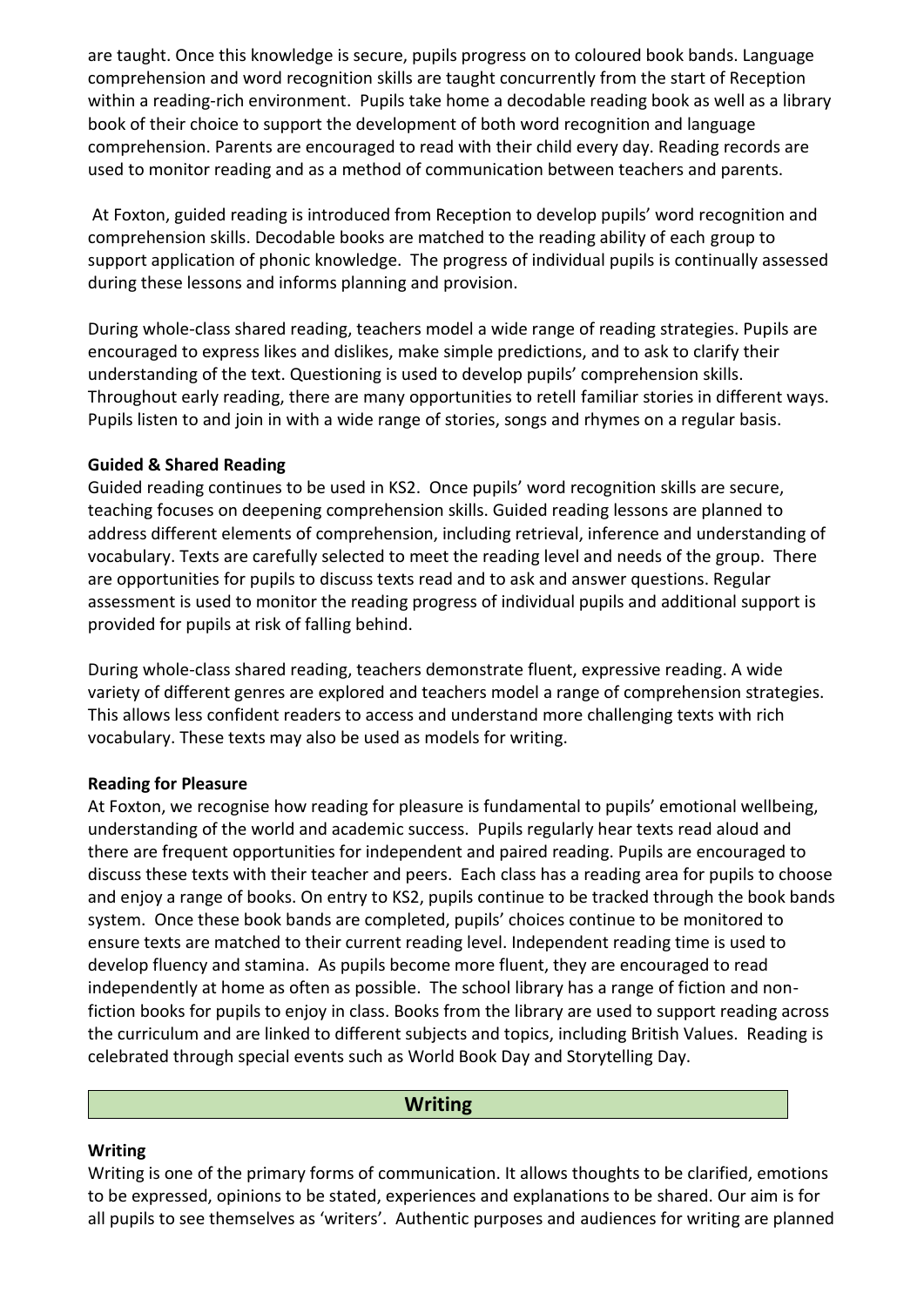are taught. Once this knowledge is secure, pupils progress on to coloured book bands. Language comprehension and word recognition skills are taught concurrently from the start of Reception within a reading-rich environment. Pupils take home a decodable reading book as well as a library book of their choice to support the development of both word recognition and language comprehension. Parents are encouraged to read with their child every day. Reading records are used to monitor reading and as a method of communication between teachers and parents.

At Foxton, guided reading is introduced from Reception to develop pupils' word recognition and comprehension skills. Decodable books are matched to the reading ability of each group to support application of phonic knowledge. The progress of individual pupils is continually assessed during these lessons and informs planning and provision.

During whole-class shared reading, teachers model a wide range of reading strategies. Pupils are encouraged to express likes and dislikes, make simple predictions, and to ask to clarify their understanding of the text. Questioning is used to develop pupils' comprehension skills. Throughout early reading, there are many opportunities to retell familiar stories in different ways. Pupils listen to and join in with a wide range of stories, songs and rhymes on a regular basis.

**Guided & Shared Reading**

Guided reading continues to be used in KS2. Once pupils' word recognition skills are secure, teaching focuses on deepening comprehension skills. Guided reading lessons are planned to address different elements of comprehension, including retrieval, inference and understanding of vocabulary. Texts are carefully selected to meet the reading level and needs of the group. There are opportunities for pupils to discuss texts read and to ask and answer questions. Regular assessment is used to monitor the reading progress of individual pupils and additional support is provided for pupils at risk of falling behind.

During whole-class shared reading, teachers demonstrate fluent, expressive reading. A wide variety of different genres are explored and teachers model a range of comprehension strategies. This allows less confident readers to access and understand more challenging texts with rich vocabulary. These texts may also be used as models for writing.

**Reading for Pleasure**

At Foxton, we recognise how reading for pleasure is fundamental to pupils' emotional wellbeing, understanding of the world and academic success. Pupils regularly hear texts read aloud and there are frequent opportunities for independent and paired reading. Pupils are encouraged to discuss these texts with their teacher and peers. Each class has a reading area for pupils to choose and enjoy a range of books. On entry to KS2, pupils continue to be tracked through the book bands system. Once these book bands are completed, pupils' choices continue to be monitored to ensure texts are matched to their current reading level. Independent reading time is used to develop fluency and stamina. As pupils become more fluent, they are encouraged to read independently at home as often as possible. The school library has a range of fiction and non-fiction books for pupils to enjoy in class. Books from the library are used to support reading across the curriculum and are linked to different subjects and topics, including British Values. Reading is celebrated through special events such as World Book Day and Storytelling Day.

## Writing

**Writing**

Writing is one of the primary forms of communication. It allows thoughts to be clarified, emotions to be expressed, opinions to be stated, experiences and explanations to be shared. Our aim is for all pupils to see themselves as 'writers'. Authentic purposes and audiences for writing are planned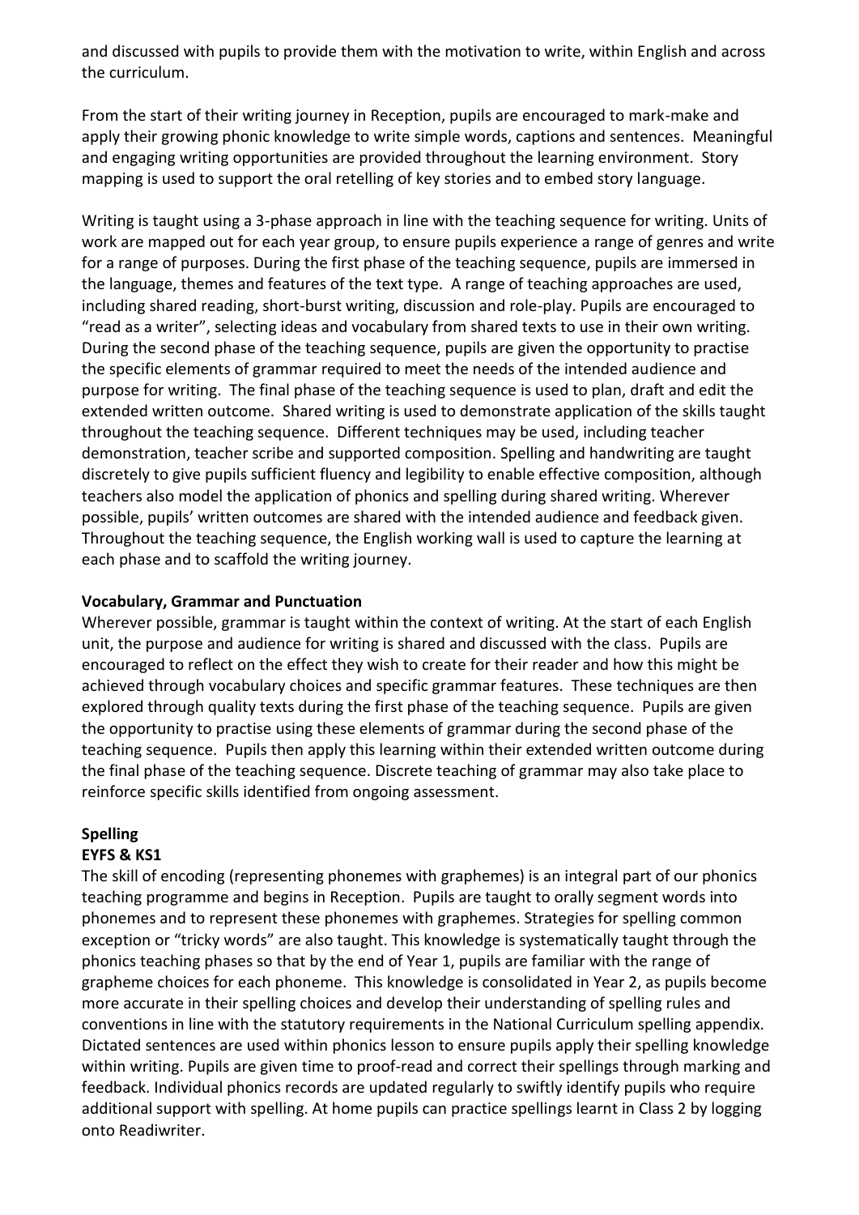and discussed with pupils to provide them with the motivation to write, within English and across the curriculum.

From the start of their writing journey in Reception, pupils are encouraged to mark-make and apply their growing phonic knowledge to write simple words, captions and sentences. Meaningful and engaging writing opportunities are provided throughout the learning environment. Story mapping is used to support the oral retelling of key stories and to embed story language.

Writing is taught using a 3-phase approach in line with the teaching sequence for writing. Units of work are mapped out for each year group, to ensure pupils experience a range of genres and write for a range of purposes. During the first phase of the teaching sequence, pupils are immersed in the language, themes and features of the text type. A range of teaching approaches are used, including shared reading, short-burst writing, discussion and role-play. Pupils are encouraged to "read as a writer", selecting ideas and vocabulary from shared texts to use in their own writing. During the second phase of the teaching sequence, pupils are given the opportunity to practise the specific elements of grammar required to meet the needs of the intended audience and purpose for writing. The final phase of the teaching sequence is used to plan, draft and edit the extended written outcome. Shared writing is used to demonstrate application of the skills taught throughout the teaching sequence. Different techniques may be used, including teacher demonstration, teacher scribe and supported composition. Spelling and handwriting are taught discretely to give pupils sufficient fluency and legibility to enable effective composition, although teachers also model the application of phonics and spelling during shared writing. Wherever possible, pupils' written outcomes are shared with the intended audience and feedback given. Throughout the teaching sequence, the English working wall is used to capture the learning at each phase and to scaffold the writing journey.

**Vocabulary, Grammar and Punctuation**

Wherever possible, grammar is taught within the context of writing. At the start of each English unit, the purpose and audience for writing is shared and discussed with the class. Pupils are encouraged to reflect on the effect they wish to create for their reader and how this might be achieved through vocabulary choices and specific grammar features. These techniques are then explored through quality texts during the first phase of the teaching sequence. Pupils are given the opportunity to practise using these elements of grammar during the second phase of the teaching sequence. Pupils then apply this learning within their extended written outcome during the final phase of the teaching sequence. Discrete teaching of grammar may also take place to reinforce specific skills identified from ongoing assessment.

**Spelling**

**EYFS & KS1**

The skill of encoding (representing phonemes with graphemes) is an integral part of our phonics teaching programme and begins in Reception. Pupils are taught to orally segment words into phonemes and to represent these phonemes with graphemes. Strategies for spelling common exception or "tricky words" are also taught. This knowledge is systematically taught through the phonics teaching phases so that by the end of Year 1, pupils are familiar with the range of grapheme choices for each phoneme. This knowledge is consolidated in Year 2, as pupils become more accurate in their spelling choices and develop their understanding of spelling rules and conventions in line with the statutory requirements in the National Curriculum spelling appendix. Dictated sentences are used within phonics lesson to ensure pupils apply their spelling knowledge within writing. Pupils are given time to proof-read and correct their spellings through marking and feedback. Individual phonics records are updated regularly to swiftly identify pupils who require additional support with spelling. At home pupils can practice spellings learnt in Class 2 by logging onto Readiwriter.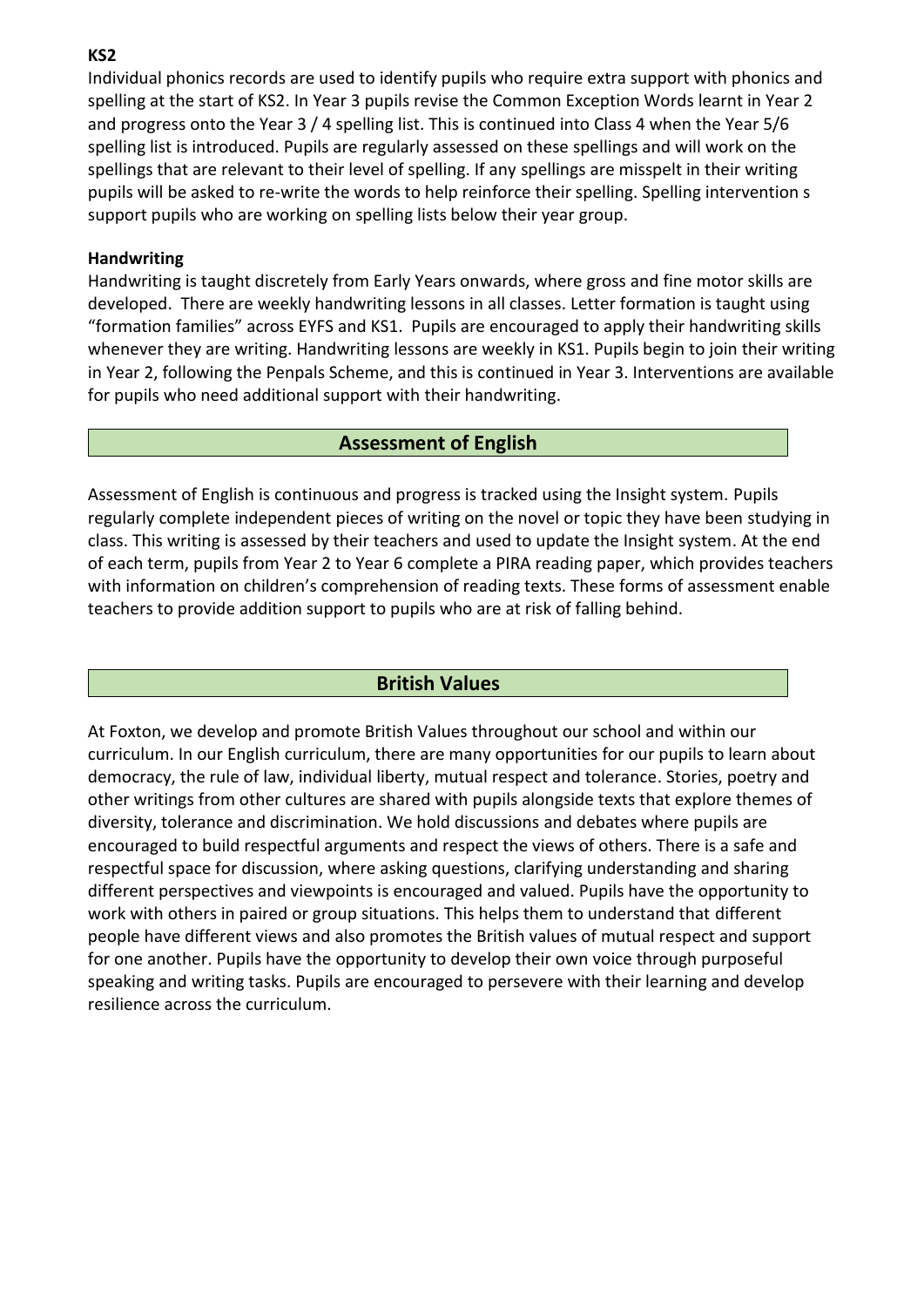**KS2**

Individual phonics records are used to identify pupils who require extra support with phonics and spelling at the start of KS2. In Year 3 pupils revise the Common Exception Words learnt in Year 2 and progress onto the Year 3 / 4 spelling list. This is continued into Class 4 when the Year 5/6 spelling list is introduced. Pupils are regularly assessed on these spellings and will work on the spellings that are relevant to their level of spelling. If any spellings are misspelt in their writing pupils will be asked to re-write the words to help reinforce their spelling. Spelling intervention s support pupils who are working on spelling lists below their year group.

**Handwriting**

Handwriting is taught discretely from Early Years onwards, where gross and fine motor skills are developed. There are weekly handwriting lessons in all classes. Letter formation is taught using "formation families" across EYFS and KS1. Pupils are encouraged to apply their handwriting skills whenever they are writing. Handwriting lessons are weekly in KS1. Pupils begin to join their writing in Year 2, following the Penpals Scheme, and this is continued in Year 3. Interventions are available for pupils who need additional support with their handwriting.

## Assessment of English

Assessment of English is continuous and progress is tracked using the Insight system. Pupils regularly complete independent pieces of writing on the novel or topic they have been studying in class. This writing is assessed by their teachers and used to update the Insight system. At the end of each term, pupils from Year 2 to Year 6 complete a PIRA reading paper, which provides teachers with information on children's comprehension of reading texts. These forms of assessment enable teachers to provide addition support to pupils who are at risk of falling behind.

## British Values

At Foxton, we develop and promote British Values throughout our school and within our curriculum. In our English curriculum, there are many opportunities for our pupils to learn about democracy, the rule of law, individual liberty, mutual respect and tolerance. Stories, poetry and other writings from other cultures are shared with pupils alongside texts that explore themes of diversity, tolerance and discrimination. We hold discussions and debates where pupils are encouraged to build respectful arguments and respect the views of others. There is a safe and respectful space for discussion, where asking questions, clarifying understanding and sharing different perspectives and viewpoints is encouraged and valued. Pupils have the opportunity to work with others in paired or group situations. This helps them to understand that different people have different views and also promotes the British values of mutual respect and support for one another. Pupils have the opportunity to develop their own voice through purposeful speaking and writing tasks. Pupils are encouraged to persevere with their learning and develop resilience across the curriculum.